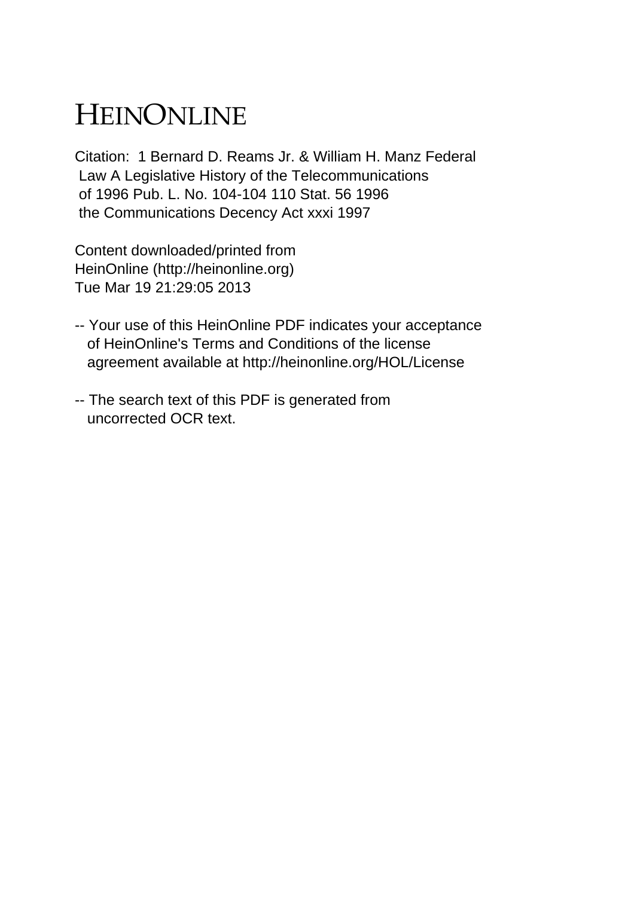# HEINONLINE

Citation: 1 Bernard D. Reams Jr. & William H. Manz Federal Law A Legislative History of the Telecommunications of 1996 Pub. L. No. 104-104 110 Stat. 56 1996 the Communications Decency Act xxxi 1997

Content downloaded/printed from HeinOnline (http://heinonline.org) Tue Mar 19 21:29:05 2013

-- Your use of this HeinOnline PDF indicates your acceptance of HeinOnline's Terms and Conditions of the license agreement available at http://heinonline.org/HOL/License

-- The search text of this PDF is generated from uncorrected OCR text.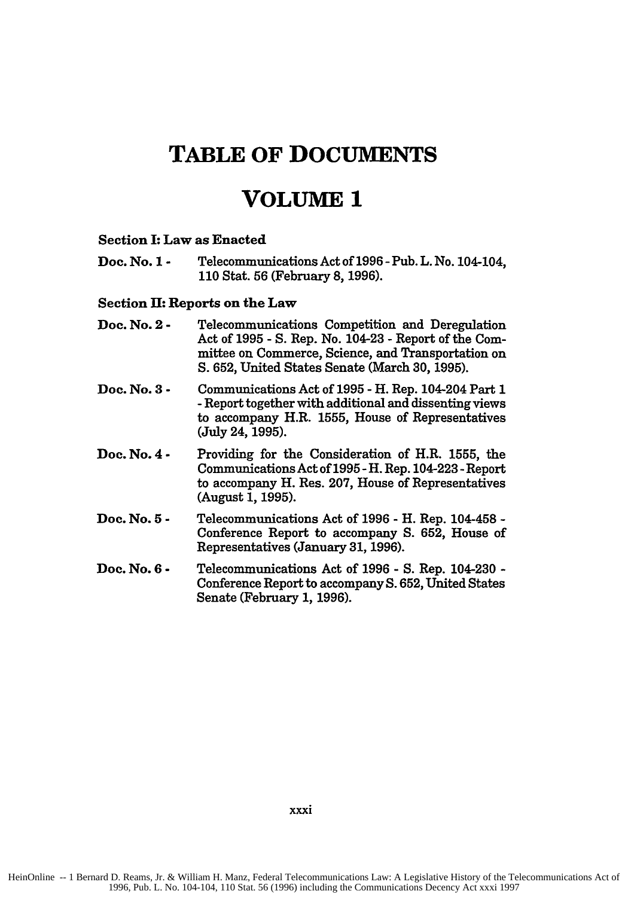# TABLE OF DOCUMENTS

# VOLUME 1

**Section I: Law as Enacted**

**Doc. No. 1 -** Telecommunications Act of 1996 - Pub. L. No. 104-104, 110 Stat. 56 (February 8, 1996).

**Section II: Reports on the Law**

**Doc. No. 2 -** Telecommunications Competition and Deregulation Act of 1995 - S. Rep. No. 104-23 - Report of the Committee on Commerce, Science, and Transportation on S. 652, United States Senate (March 30, 1995).

**Doc. No. 3 -** Communications Act of 1995 - H. Rep. 104-204 Part 1 - Report together with additional and dissenting views to accompany H.R. 1555, House of Representatives (July 24, 1995).

**Doc. No. 4 -** Providing for the Consideration of H.R. 1555, the Communications Act of 1995 - H. Rep. 104-223 - Report to accompany H. Res. 207, House of Representatives (August 1, 1995).

**Doc. No. 5 -** Telecommunications Act of 1996 - H. Rep. 104-458 - Conference Report to accompany S. 652, House of Representatives (January 31, 1996).

**Doc. No. 6 -** Telecommunications Act of 1996 - S. Rep. 104-230 - Conference Report to accompany S. 652, United States Senate (February 1, 1996).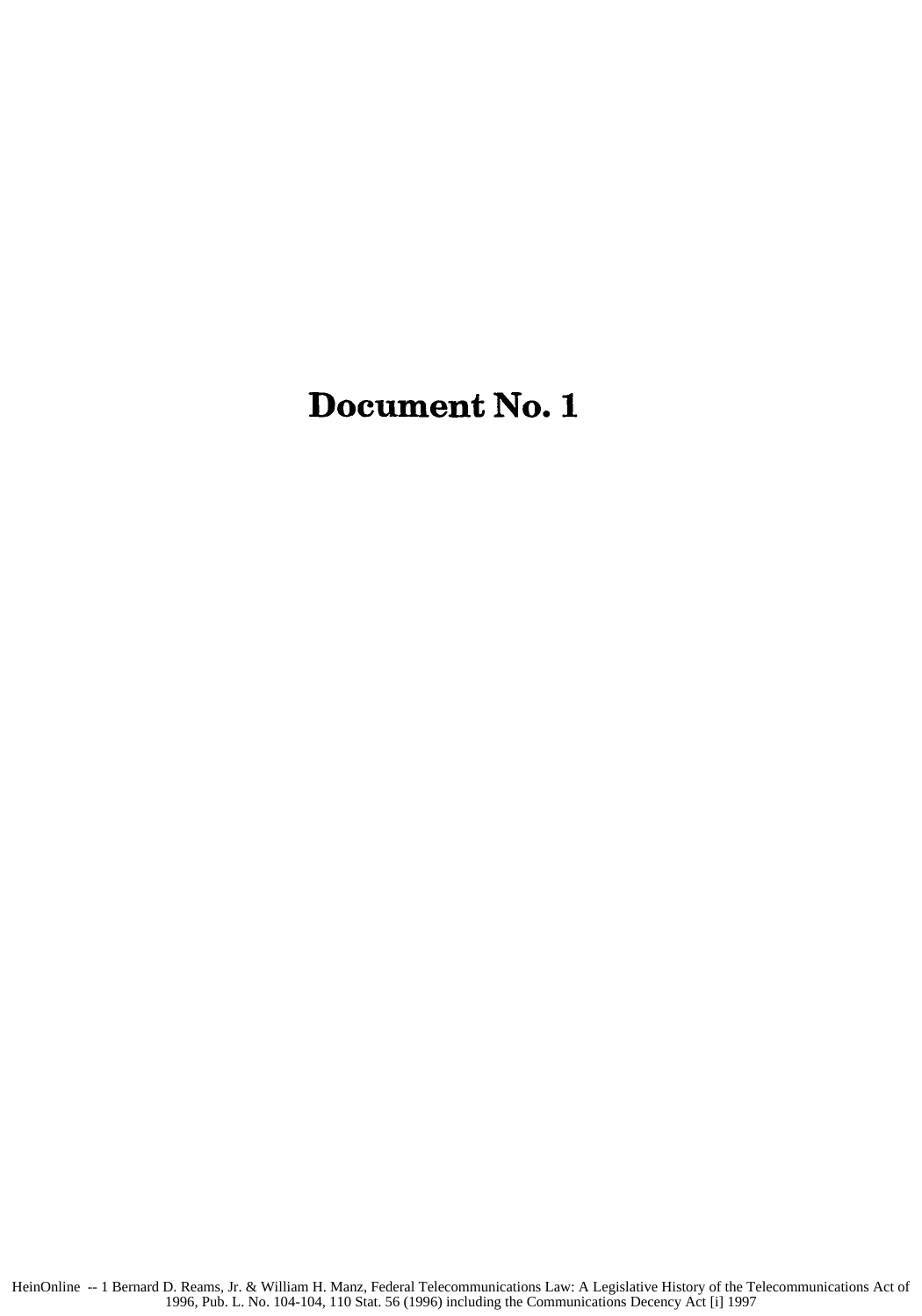# Document No. 1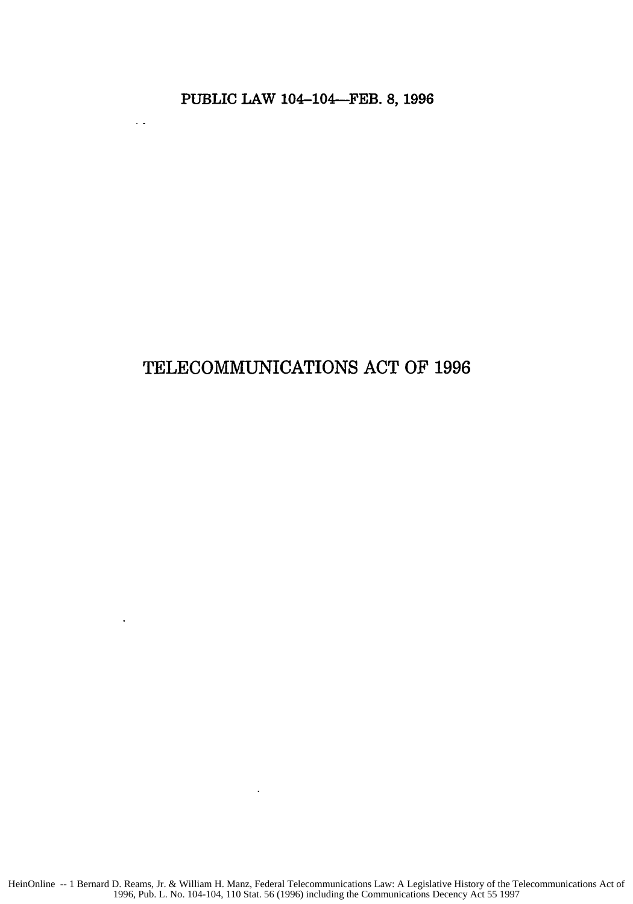PUBLIC LAW 104-104—FEB. 8, 1996

# TELECOMMUNICATIONS ACT OF 1996